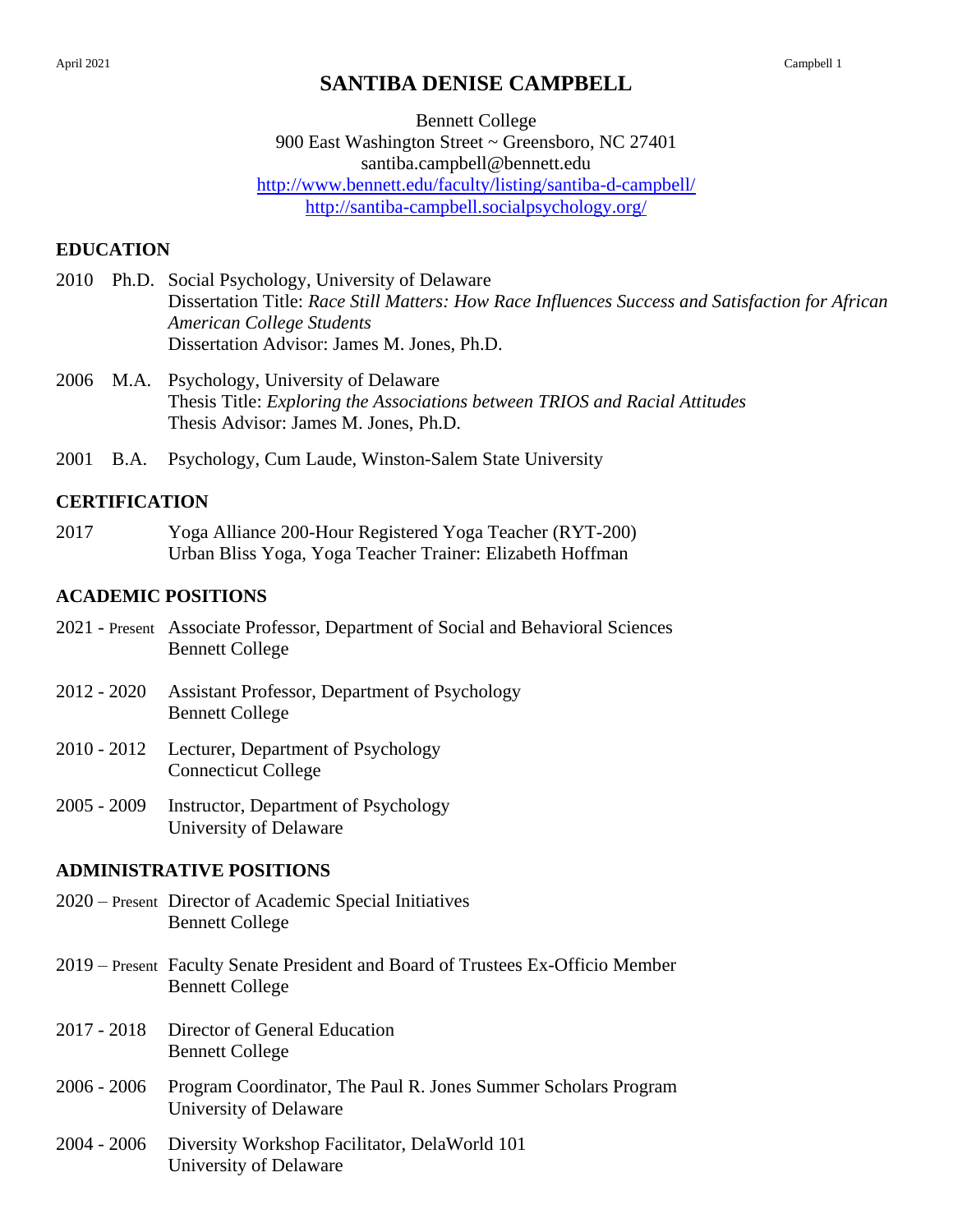# SANTIBA DENISE CAMPBELL

Bennett College
900 East Washington Street ~ Greensboro, NC 27401
santiba.campbell@bennett.edu
http://www.bennett.edu/faculty/listing/santiba-d-campbell/
http://santiba-campbell.socialpsychology.org/

## EDUCATION

2010 Ph.D. Social Psychology, University of Delaware
Dissertation Title: *Race Still Matters: How Race Influences Success and Satisfaction for African American College Students*
Dissertation Advisor: James M. Jones, Ph.D.

2006 M.A. Psychology, University of Delaware
Thesis Title: *Exploring the Associations between TRIOS and Racial Attitudes*
Thesis Advisor: James M. Jones, Ph.D.

2001 B.A. Psychology, Cum Laude, Winston-Salem State University

## CERTIFICATION

2017 Yoga Alliance 200-Hour Registered Yoga Teacher (RYT-200)
Urban Bliss Yoga, Yoga Teacher Trainer: Elizabeth Hoffman

## ACADEMIC POSITIONS

2021 - Present Associate Professor, Department of Social and Behavioral Sciences
Bennett College

2012 - 2020 Assistant Professor, Department of Psychology
Bennett College

2010 - 2012 Lecturer, Department of Psychology
Connecticut College

2005 - 2009 Instructor, Department of Psychology
University of Delaware

## ADMINISTRATIVE POSITIONS

2020 – Present Director of Academic Special Initiatives
Bennett College

2019 – Present Faculty Senate President and Board of Trustees Ex-Officio Member
Bennett College

2017 - 2018 Director of General Education
Bennett College

2006 - 2006 Program Coordinator, The Paul R. Jones Summer Scholars Program
University of Delaware

2004 - 2006 Diversity Workshop Facilitator, DelaWorld 101
University of Delaware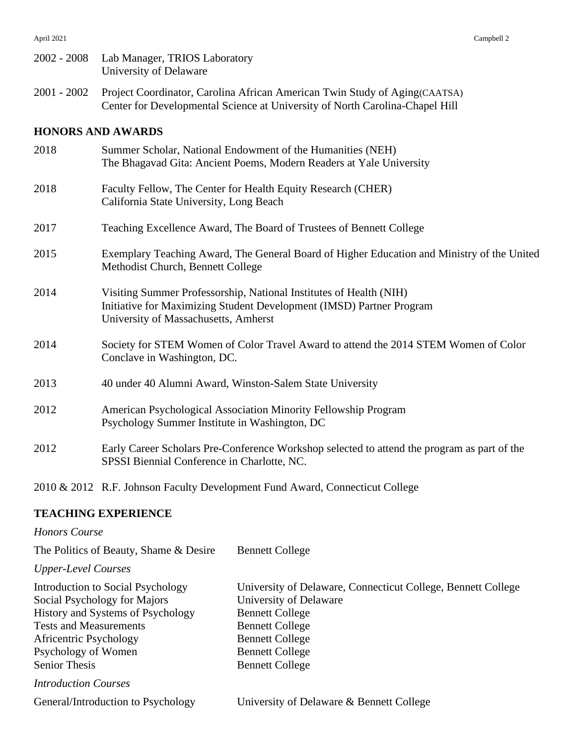2002 - 2008 Lab Manager, TRIOS Laboratory
University of Delaware

2001 - 2002 Project Coordinator, Carolina African American Twin Study of Aging(CAATSA)
Center for Developmental Science at University of North Carolina-Chapel Hill

## HONORS AND AWARDS

2018 Summer Scholar, National Endowment of the Humanities (NEH)
The Bhagavad Gita: Ancient Poems, Modern Readers at Yale University

2018 Faculty Fellow, The Center for Health Equity Research (CHER)
California State University, Long Beach

2017 Teaching Excellence Award, The Board of Trustees of Bennett College

2015 Exemplary Teaching Award, The General Board of Higher Education and Ministry of the United Methodist Church, Bennett College

2014 Visiting Summer Professorship, National Institutes of Health (NIH)
Initiative for Maximizing Student Development (IMSD) Partner Program
University of Massachusetts, Amherst

2014 Society for STEM Women of Color Travel Award to attend the 2014 STEM Women of Color Conclave in Washington, DC.

2013 40 under 40 Alumni Award, Winston-Salem State University

2012 American Psychological Association Minority Fellowship Program
Psychology Summer Institute in Washington, DC

2012 Early Career Scholars Pre-Conference Workshop selected to attend the program as part of the SPSSI Biennial Conference in Charlotte, NC.

2010 & 2012 R.F. Johnson Faculty Development Fund Award, Connecticut College

## TEACHING EXPERIENCE

*Honors Course*

The Politics of Beauty, Shame & Desire — Bennett College

*Upper-Level Courses*

Introduction to Social Psychology — University of Delaware, Connecticut College, Bennett College
Social Psychology for Majors — University of Delaware
History and Systems of Psychology — Bennett College
Tests and Measurements — Bennett College
Africentric Psychology — Bennett College
Psychology of Women — Bennett College
Senior Thesis — Bennett College

*Introduction Courses*

General/Introduction to Psychology — University of Delaware & Bennett College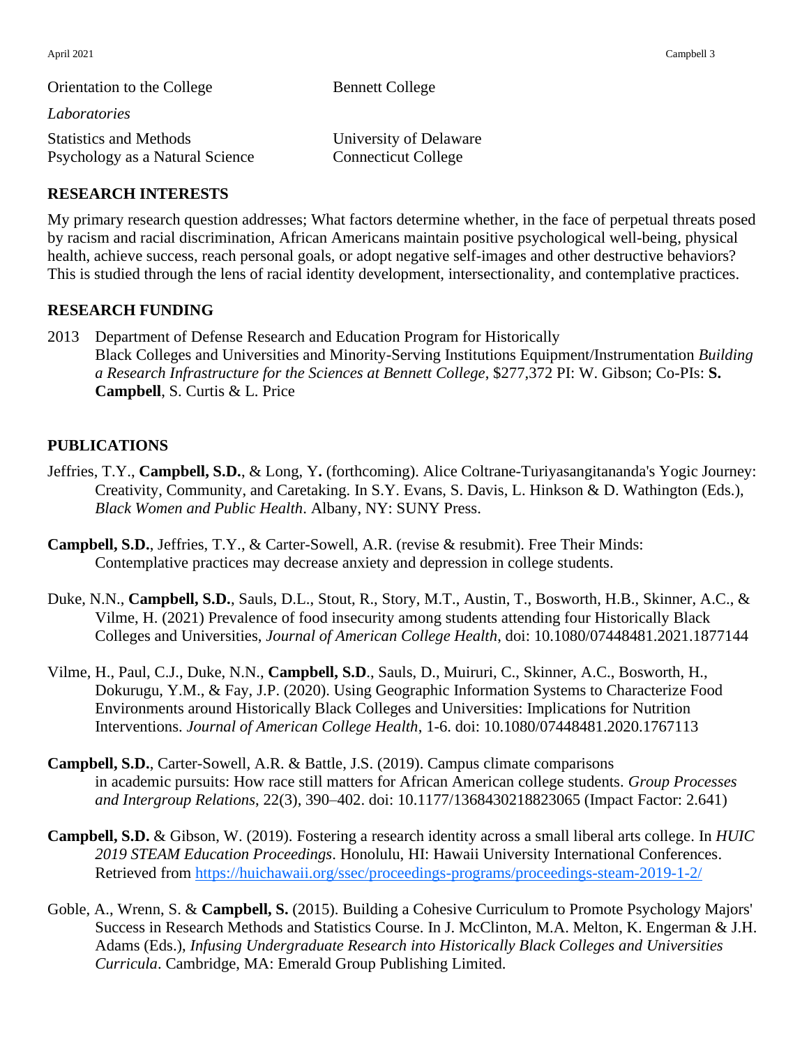| | |
|---|---|
| Orientation to the College | Bennett College |
| *Laboratories* | |
| Statistics and Methods | University of Delaware |
| Psychology as a Natural Science | Connecticut College |

## RESEARCH INTERESTS

My primary research question addresses; What factors determine whether, in the face of perpetual threats posed by racism and racial discrimination, African Americans maintain positive psychological well-being, physical health, achieve success, reach personal goals, or adopt negative self-images and other destructive behaviors? This is studied through the lens of racial identity development, intersectionality, and contemplative practices.

## RESEARCH FUNDING

2013 Department of Defense Research and Education Program for Historically Black Colleges and Universities and Minority-Serving Institutions Equipment/Instrumentation *Building a Research Infrastructure for the Sciences at Bennett College*, $277,372 PI: W. Gibson; Co-PIs: **S. Campbell**, S. Curtis & L. Price

## PUBLICATIONS

Jeffries, T.Y., **Campbell, S.D.**, & Long, Y**.** (forthcoming). Alice Coltrane-Turiyasangitananda's Yogic Journey: Creativity, Community, and Caretaking. In S.Y. Evans, S. Davis, L. Hinkson & D. Wathington (Eds.), *Black Women and Public Health*. Albany, NY: SUNY Press.

**Campbell, S.D.**, Jeffries, T.Y., & Carter-Sowell, A.R. (revise & resubmit). Free Their Minds: Contemplative practices may decrease anxiety and depression in college students.

Duke, N.N., **Campbell, S.D.**, Sauls, D.L., Stout, R., Story, M.T., Austin, T., Bosworth, H.B., Skinner, A.C., & Vilme, H. (2021) Prevalence of food insecurity among students attending four Historically Black Colleges and Universities, *Journal of American College Health*, doi: 10.1080/07448481.2021.1877144

Vilme, H., Paul, C.J., Duke, N.N., **Campbell, S.D**., Sauls, D., Muiruri, C., Skinner, A.C., Bosworth, H., Dokurugu, Y.M., & Fay, J.P. (2020). Using Geographic Information Systems to Characterize Food Environments around Historically Black Colleges and Universities: Implications for Nutrition Interventions. *Journal of American College Health*, 1-6. doi: 10.1080/07448481.2020.1767113

**Campbell, S.D.**, Carter-Sowell, A.R. & Battle, J.S. (2019). Campus climate comparisons in academic pursuits: How race still matters for African American college students. *Group Processes and Intergroup Relations*, 22(3), 390–402. doi: 10.1177/1368430218823065 (Impact Factor: 2.641)

**Campbell, S.D.** & Gibson, W. (2019). Fostering a research identity across a small liberal arts college. In *HUIC 2019 STEAM Education Proceedings*. Honolulu, HI: Hawaii University International Conferences. Retrieved from https://huichawaii.org/ssec/proceedings-programs/proceedings-steam-2019-1-2/

Goble, A., Wrenn, S. & **Campbell, S.** (2015). Building a Cohesive Curriculum to Promote Psychology Majors' Success in Research Methods and Statistics Course. In J. McClinton, M.A. Melton, K. Engerman & J.H. Adams (Eds.), *Infusing Undergraduate Research into Historically Black Colleges and Universities Curricula*. Cambridge, MA: Emerald Group Publishing Limited.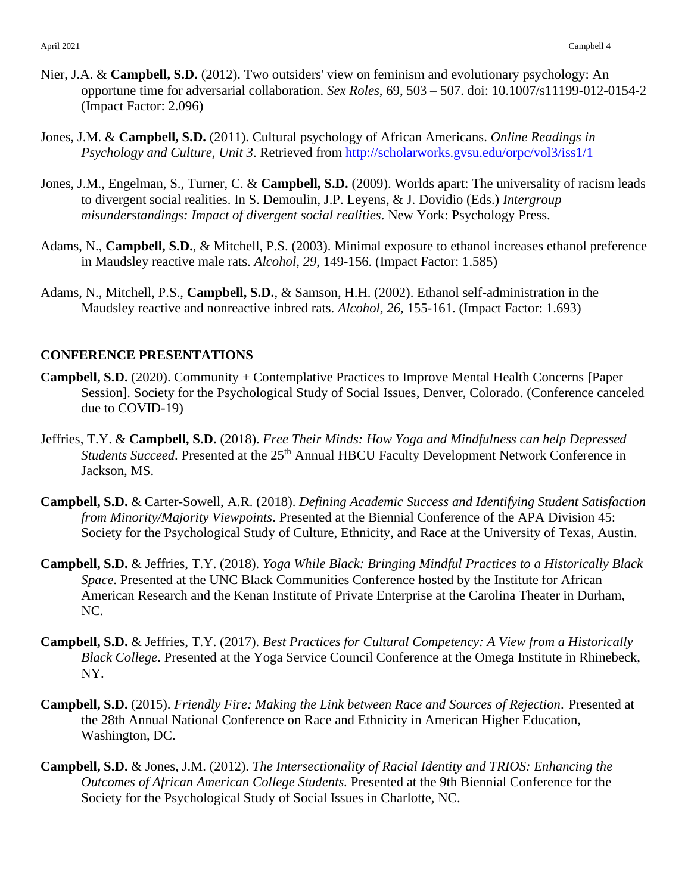Nier, J.A. & **Campbell, S.D.** (2012). Two outsiders' view on feminism and evolutionary psychology: An opportune time for adversarial collaboration. *Sex Roles*, 69, 503 – 507. doi: 10.1007/s11199-012-0154-2 (Impact Factor: 2.096)

Jones, J.M. & **Campbell, S.D.** (2011). Cultural psychology of African Americans. *Online Readings in Psychology and Culture, Unit 3*. Retrieved from http://scholarworks.gvsu.edu/orpc/vol3/iss1/1

Jones, J.M., Engelman, S., Turner, C. & **Campbell, S.D.** (2009). Worlds apart: The universality of racism leads to divergent social realities. In S. Demoulin, J.P. Leyens, & J. Dovidio (Eds.) *Intergroup misunderstandings: Impact of divergent social realities*. New York: Psychology Press.

Adams, N., **Campbell, S.D.**, & Mitchell, P.S. (2003). Minimal exposure to ethanol increases ethanol preference in Maudsley reactive male rats. *Alcohol, 29*, 149-156. (Impact Factor: 1.585)

Adams, N., Mitchell, P.S., **Campbell, S.D.**, & Samson, H.H. (2002). Ethanol self-administration in the Maudsley reactive and nonreactive inbred rats. *Alcohol, 26*, 155-161. (Impact Factor: 1.693)

## CONFERENCE PRESENTATIONS

**Campbell, S.D.** (2020). Community + Contemplative Practices to Improve Mental Health Concerns [Paper Session]. Society for the Psychological Study of Social Issues, Denver, Colorado. (Conference canceled due to COVID-19)

Jeffries, T.Y. & **Campbell, S.D.** (2018). *Free Their Minds: How Yoga and Mindfulness can help Depressed Students Succeed.* Presented at the 25th Annual HBCU Faculty Development Network Conference in Jackson, MS.

**Campbell, S.D.** & Carter-Sowell, A.R. (2018). *Defining Academic Success and Identifying Student Satisfaction from Minority/Majority Viewpoints*. Presented at the Biennial Conference of the APA Division 45: Society for the Psychological Study of Culture, Ethnicity, and Race at the University of Texas, Austin.

**Campbell, S.D.** & Jeffries, T.Y. (2018). *Yoga While Black: Bringing Mindful Practices to a Historically Black Space.* Presented at the UNC Black Communities Conference hosted by the Institute for African American Research and the Kenan Institute of Private Enterprise at the Carolina Theater in Durham, NC.

**Campbell, S.D.** & Jeffries, T.Y. (2017). *Best Practices for Cultural Competency: A View from a Historically Black College*. Presented at the Yoga Service Council Conference at the Omega Institute in Rhinebeck, NY.

**Campbell, S.D.** (2015). *Friendly Fire: Making the Link between Race and Sources of Rejection.* Presented at the 28th Annual National Conference on Race and Ethnicity in American Higher Education, Washington, DC.

**Campbell, S.D.** & Jones, J.M. (2012). *The Intersectionality of Racial Identity and TRIOS: Enhancing the Outcomes of African American College Students.* Presented at the 9th Biennial Conference for the Society for the Psychological Study of Social Issues in Charlotte, NC.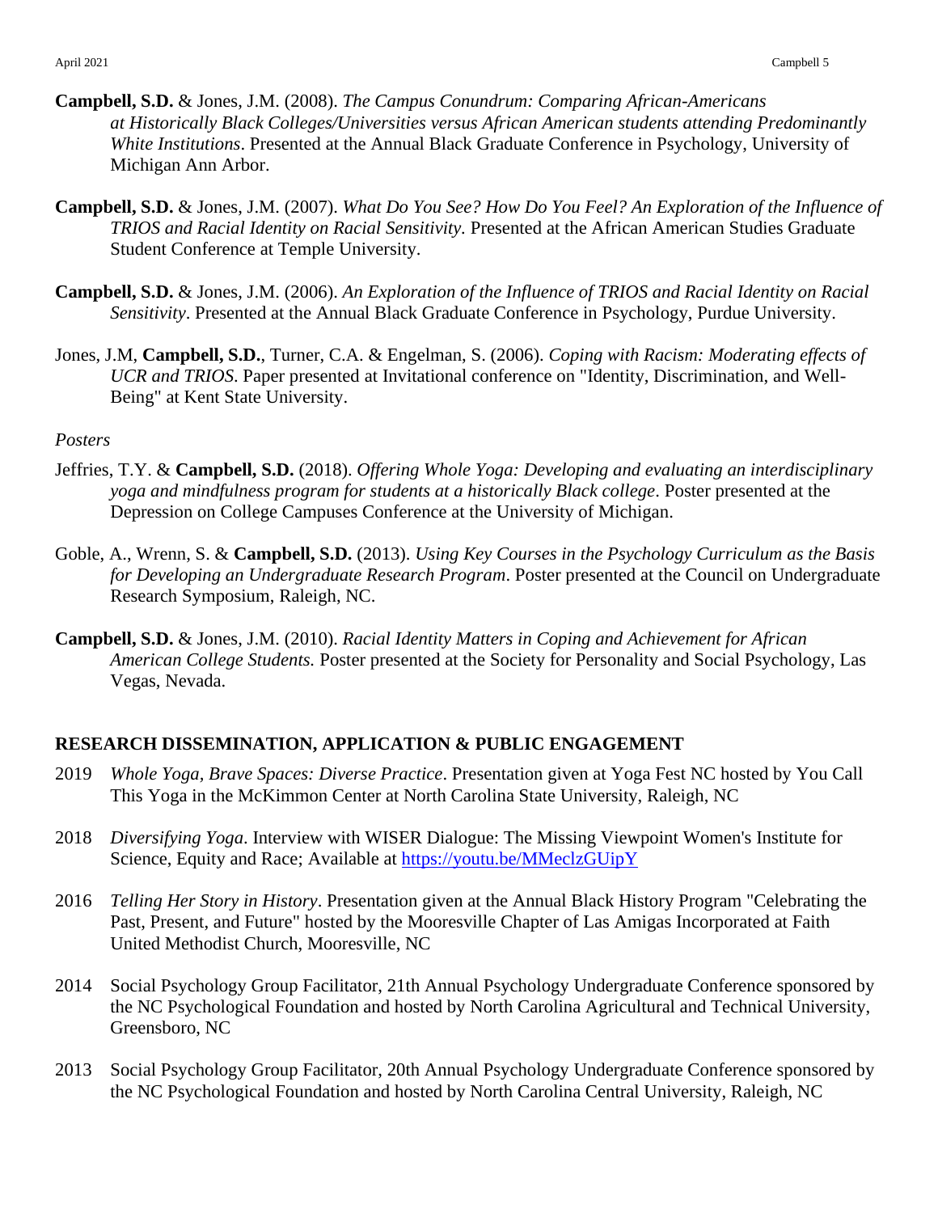**Campbell, S.D.** & Jones, J.M. (2008). *The Campus Conundrum: Comparing African-Americans at Historically Black Colleges/Universities versus African American students attending Predominantly White Institutions*. Presented at the Annual Black Graduate Conference in Psychology, University of Michigan Ann Arbor.

**Campbell, S.D.** & Jones, J.M. (2007). *What Do You See? How Do You Feel? An Exploration of the Influence of TRIOS and Racial Identity on Racial Sensitivity.* Presented at the African American Studies Graduate Student Conference at Temple University.

**Campbell, S.D.** & Jones, J.M. (2006). *An Exploration of the Influence of TRIOS and Racial Identity on Racial Sensitivity*. Presented at the Annual Black Graduate Conference in Psychology, Purdue University.

Jones, J.M, **Campbell, S.D.**, Turner, C.A. & Engelman, S. (2006). *Coping with Racism: Moderating effects of UCR and TRIOS*. Paper presented at Invitational conference on "Identity, Discrimination, and Well-Being" at Kent State University.

*Posters*

Jeffries, T.Y. & **Campbell, S.D.** (2018). *Offering Whole Yoga: Developing and evaluating an interdisciplinary yoga and mindfulness program for students at a historically Black college*. Poster presented at the Depression on College Campuses Conference at the University of Michigan.

Goble, A., Wrenn, S. & **Campbell, S.D.** (2013). *Using Key Courses in the Psychology Curriculum as the Basis for Developing an Undergraduate Research Program*. Poster presented at the Council on Undergraduate Research Symposium, Raleigh, NC.

**Campbell, S.D.** & Jones, J.M. (2010). *Racial Identity Matters in Coping and Achievement for African American College Students.* Poster presented at the Society for Personality and Social Psychology, Las Vegas, Nevada.

## RESEARCH DISSEMINATION, APPLICATION & PUBLIC ENGAGEMENT

2019 *Whole Yoga, Brave Spaces: Diverse Practice*. Presentation given at Yoga Fest NC hosted by You Call This Yoga in the McKimmon Center at North Carolina State University, Raleigh, NC

2018 *Diversifying Yoga*. Interview with WISER Dialogue: The Missing Viewpoint Women's Institute for Science, Equity and Race; Available at https://youtu.be/MMeclzGUipY

2016 *Telling Her Story in History*. Presentation given at the Annual Black History Program "Celebrating the Past, Present, and Future" hosted by the Mooresville Chapter of Las Amigas Incorporated at Faith United Methodist Church, Mooresville, NC

2014 Social Psychology Group Facilitator, 21th Annual Psychology Undergraduate Conference sponsored by the NC Psychological Foundation and hosted by North Carolina Agricultural and Technical University, Greensboro, NC

2013 Social Psychology Group Facilitator, 20th Annual Psychology Undergraduate Conference sponsored by the NC Psychological Foundation and hosted by North Carolina Central University, Raleigh, NC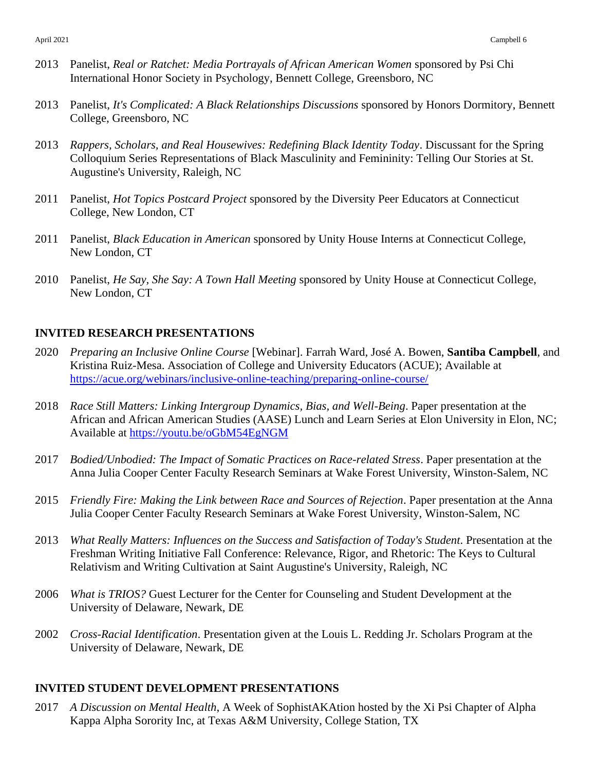2013 Panelist, *Real or Ratchet: Media Portrayals of African American Women* sponsored by Psi Chi International Honor Society in Psychology, Bennett College, Greensboro, NC

2013 Panelist, *It's Complicated: A Black Relationships Discussions* sponsored by Honors Dormitory, Bennett College, Greensboro, NC

2013 *Rappers, Scholars, and Real Housewives: Redefining Black Identity Today*. Discussant for the Spring Colloquium Series Representations of Black Masculinity and Femininity: Telling Our Stories at St. Augustine's University, Raleigh, NC

2011 Panelist, *Hot Topics Postcard Project* sponsored by the Diversity Peer Educators at Connecticut College, New London, CT

2011 Panelist, *Black Education in American* sponsored by Unity House Interns at Connecticut College, New London, CT

2010 Panelist, *He Say, She Say: A Town Hall Meeting* sponsored by Unity House at Connecticut College, New London, CT

## INVITED RESEARCH PRESENTATIONS

2020 *Preparing an Inclusive Online Course* [Webinar]. Farrah Ward, José A. Bowen, **Santiba Campbell**, and Kristina Ruiz-Mesa. Association of College and University Educators (ACUE); Available at https://acue.org/webinars/inclusive-online-teaching/preparing-online-course/

2018 *Race Still Matters: Linking Intergroup Dynamics, Bias, and Well-Being*. Paper presentation at the African and African American Studies (AASE) Lunch and Learn Series at Elon University in Elon, NC; Available at https://youtu.be/oGbM54EgNGM

2017 *Bodied/Unbodied: The Impact of Somatic Practices on Race-related Stress*. Paper presentation at the Anna Julia Cooper Center Faculty Research Seminars at Wake Forest University, Winston-Salem, NC

2015 *Friendly Fire: Making the Link between Race and Sources of Rejection*. Paper presentation at the Anna Julia Cooper Center Faculty Research Seminars at Wake Forest University, Winston-Salem, NC

2013 *What Really Matters: Influences on the Success and Satisfaction of Today's Student*. Presentation at the Freshman Writing Initiative Fall Conference: Relevance, Rigor, and Rhetoric: The Keys to Cultural Relativism and Writing Cultivation at Saint Augustine's University, Raleigh, NC

2006 *What is TRIOS?* Guest Lecturer for the Center for Counseling and Student Development at the University of Delaware, Newark, DE

2002 *Cross-Racial Identification*. Presentation given at the Louis L. Redding Jr. Scholars Program at the University of Delaware, Newark, DE

## INVITED STUDENT DEVELOPMENT PRESENTATIONS

2017 *A Discussion on Mental Health*, A Week of SophistAKAtion hosted by the Xi Psi Chapter of Alpha Kappa Alpha Sorority Inc, at Texas A&M University, College Station, TX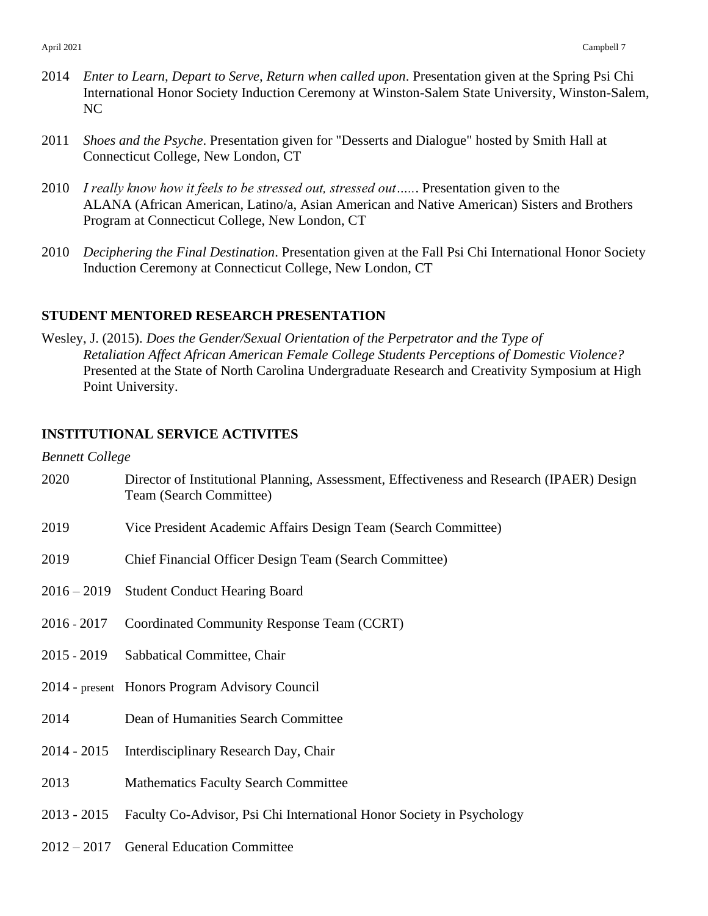2014 *Enter to Learn, Depart to Serve, Return when called upon*. Presentation given at the Spring Psi Chi International Honor Society Induction Ceremony at Winston-Salem State University, Winston-Salem, NC

2011 *Shoes and the Psyche*. Presentation given for "Desserts and Dialogue" hosted by Smith Hall at Connecticut College, New London, CT

2010 *I really know how it feels to be stressed out, stressed out…..* Presentation given to the ALANA (African American, Latino/a, Asian American and Native American) Sisters and Brothers Program at Connecticut College, New London, CT

2010 *Deciphering the Final Destination*. Presentation given at the Fall Psi Chi International Honor Society Induction Ceremony at Connecticut College, New London, CT

## STUDENT MENTORED RESEARCH PRESENTATION

Wesley, J. (2015). *Does the Gender/Sexual Orientation of the Perpetrator and the Type of Retaliation Affect African American Female College Students Perceptions of Domestic Violence?* Presented at the State of North Carolina Undergraduate Research and Creativity Symposium at High Point University.

## INSTITUTIONAL SERVICE ACTIVITES

*Bennett College*

2020 Director of Institutional Planning, Assessment, Effectiveness and Research (IPAER) Design Team (Search Committee)

2019 Vice President Academic Affairs Design Team (Search Committee)

2019 Chief Financial Officer Design Team (Search Committee)

2016 – 2019 Student Conduct Hearing Board

2016 - 2017 Coordinated Community Response Team (CCRT)

2015 - 2019 Sabbatical Committee, Chair

2014 - present Honors Program Advisory Council

2014 Dean of Humanities Search Committee

2014 - 2015 Interdisciplinary Research Day, Chair

2013 Mathematics Faculty Search Committee

2013 - 2015 Faculty Co-Advisor, Psi Chi International Honor Society in Psychology

2012 – 2017 General Education Committee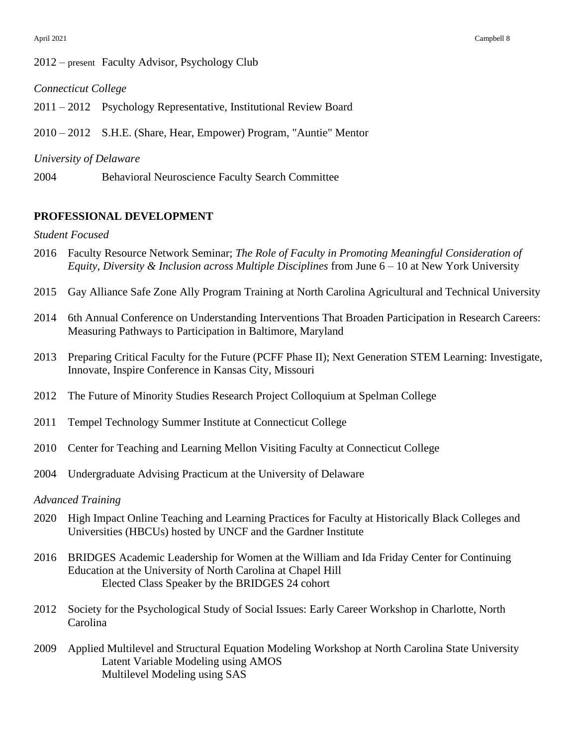2012 – present Faculty Advisor, Psychology Club

*Connecticut College*

2011 – 2012 Psychology Representative, Institutional Review Board

2010 – 2012 S.H.E. (Share, Hear, Empower) Program, "Auntie" Mentor

*University of Delaware*

2004 Behavioral Neuroscience Faculty Search Committee

## PROFESSIONAL DEVELOPMENT

*Student Focused*

2016 Faculty Resource Network Seminar; *The Role of Faculty in Promoting Meaningful Consideration of Equity, Diversity & Inclusion across Multiple Disciplines* from June 6 – 10 at New York University

2015 Gay Alliance Safe Zone Ally Program Training at North Carolina Agricultural and Technical University

2014 6th Annual Conference on Understanding Interventions That Broaden Participation in Research Careers: Measuring Pathways to Participation in Baltimore, Maryland

2013 Preparing Critical Faculty for the Future (PCFF Phase II); Next Generation STEM Learning: Investigate, Innovate, Inspire Conference in Kansas City, Missouri

2012 The Future of Minority Studies Research Project Colloquium at Spelman College

2011 Tempel Technology Summer Institute at Connecticut College

2010 Center for Teaching and Learning Mellon Visiting Faculty at Connecticut College

2004 Undergraduate Advising Practicum at the University of Delaware

*Advanced Training*

2020 High Impact Online Teaching and Learning Practices for Faculty at Historically Black Colleges and Universities (HBCUs) hosted by UNCF and the Gardner Institute

2016 BRIDGES Academic Leadership for Women at the William and Ida Friday Center for Continuing Education at the University of North Carolina at Chapel Hill
Elected Class Speaker by the BRIDGES 24 cohort

2012 Society for the Psychological Study of Social Issues: Early Career Workshop in Charlotte, North Carolina

2009 Applied Multilevel and Structural Equation Modeling Workshop at North Carolina State University
Latent Variable Modeling using AMOS
Multilevel Modeling using SAS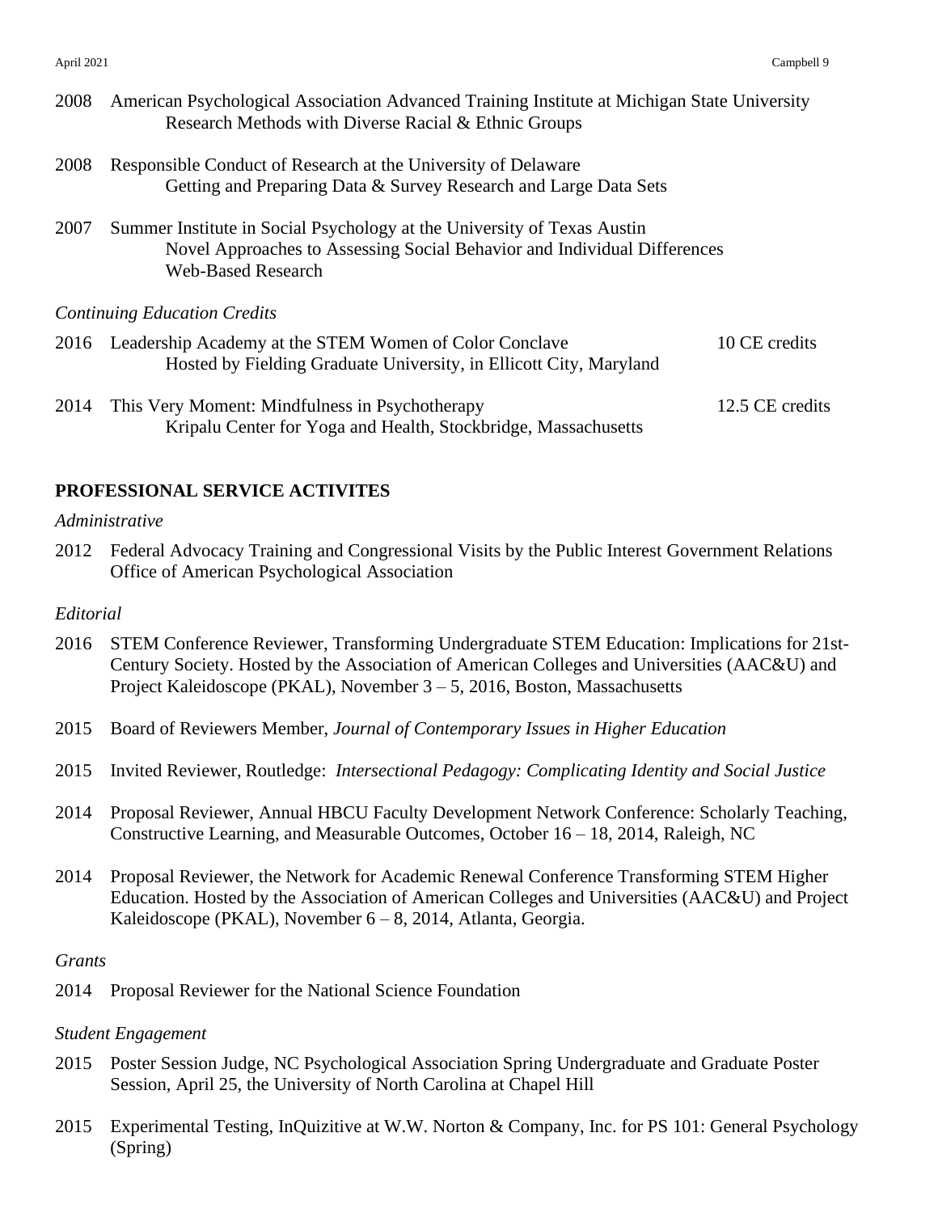2008 American Psychological Association Advanced Training Institute at Michigan State University
Research Methods with Diverse Racial & Ethnic Groups

2008 Responsible Conduct of Research at the University of Delaware
Getting and Preparing Data & Survey Research and Large Data Sets

2007 Summer Institute in Social Psychology at the University of Texas Austin
Novel Approaches to Assessing Social Behavior and Individual Differences
Web-Based Research

*Continuing Education Credits*

2016 Leadership Academy at the STEM Women of Color Conclave — 10 CE credits
Hosted by Fielding Graduate University, in Ellicott City, Maryland

2014 This Very Moment: Mindfulness in Psychotherapy — 12.5 CE credits
Kripalu Center for Yoga and Health, Stockbridge, Massachusetts

**PROFESSIONAL SERVICE ACTIVITES**

*Administrative*

2012 Federal Advocacy Training and Congressional Visits by the Public Interest Government Relations Office of American Psychological Association

*Editorial*

2016 STEM Conference Reviewer, Transforming Undergraduate STEM Education: Implications for 21st-Century Society. Hosted by the Association of American Colleges and Universities (AAC&U) and Project Kaleidoscope (PKAL), November 3 – 5, 2016, Boston, Massachusetts

2015 Board of Reviewers Member, *Journal of Contemporary Issues in Higher Education*

2015 Invited Reviewer, Routledge: *Intersectional Pedagogy: Complicating Identity and Social Justice*

2014 Proposal Reviewer, Annual HBCU Faculty Development Network Conference: Scholarly Teaching, Constructive Learning, and Measurable Outcomes, October 16 – 18, 2014, Raleigh, NC

2014 Proposal Reviewer, the Network for Academic Renewal Conference Transforming STEM Higher Education. Hosted by the Association of American Colleges and Universities (AAC&U) and Project Kaleidoscope (PKAL), November 6 – 8, 2014, Atlanta, Georgia.

*Grants*

2014 Proposal Reviewer for the National Science Foundation

*Student Engagement*

2015 Poster Session Judge, NC Psychological Association Spring Undergraduate and Graduate Poster Session, April 25, the University of North Carolina at Chapel Hill

2015 Experimental Testing, InQuizitive at W.W. Norton & Company, Inc. for PS 101: General Psychology (Spring)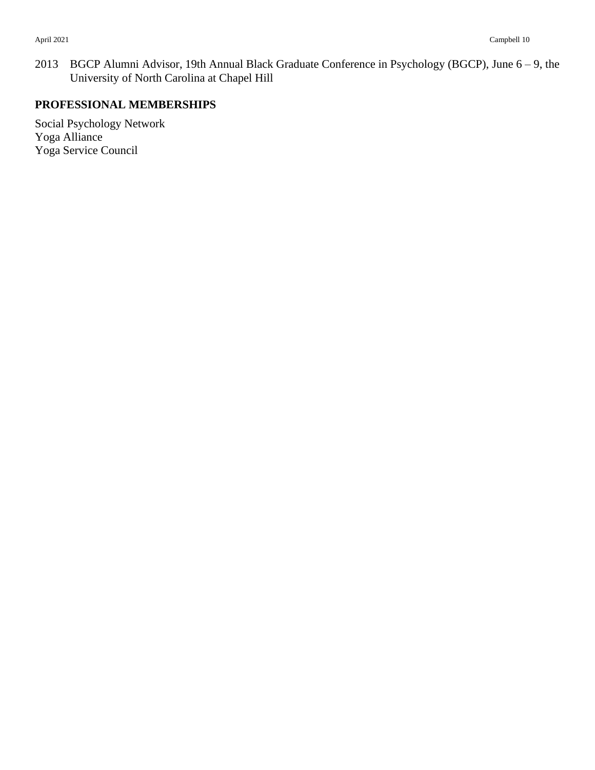2013 BGCP Alumni Advisor, 19th Annual Black Graduate Conference in Psychology (BGCP), June 6 – 9, the University of North Carolina at Chapel Hill

## PROFESSIONAL MEMBERSHIPS

Social Psychology Network
Yoga Alliance
Yoga Service Council